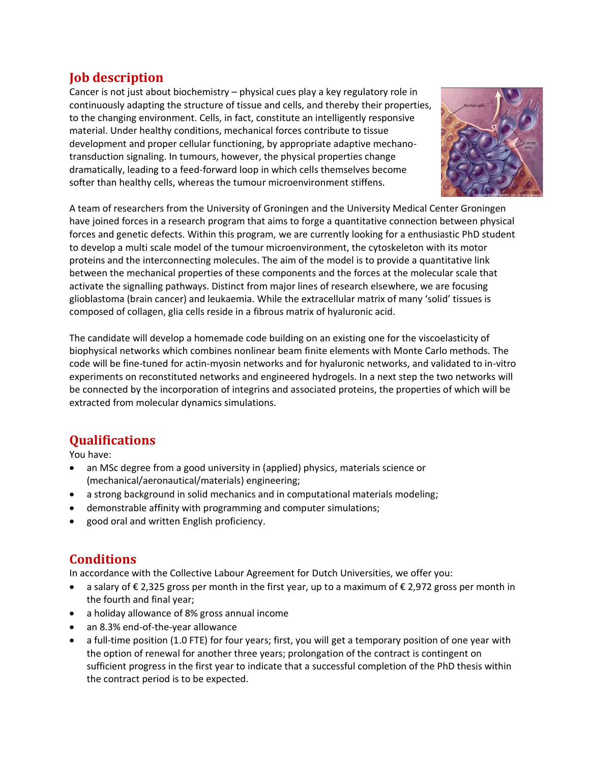## Job description

Cancer is not just about biochemistry – physical cues play a key regulatory role in continuously adapting the structure of tissue and cells, and thereby their properties, to the changing environment. Cells, in fact, constitute an intelligently responsive material. Under healthy conditions, mechanical forces contribute to tissue development and proper cellular functioning, by appropriate adaptive mechano-transduction signaling. In tumours, however, the physical properties change dramatically, leading to a feed-forward loop in which cells themselves become softer than healthy cells, whereas the tumour microenvironment stiffens.

A team of researchers from the University of Groningen and the University Medical Center Groningen have joined forces in a research program that aims to forge a quantitative connection between physical forces and genetic defects. Within this program, we are currently looking for a enthusiastic PhD student to develop a multi scale model of the tumour microenvironment, the cytoskeleton with its motor proteins and the interconnecting molecules. The aim of the model is to provide a quantitative link between the mechanical properties of these components and the forces at the molecular scale that activate the signalling pathways. Distinct from major lines of research elsewhere, we are focusing glioblastoma (brain cancer) and leukaemia. While the extracellular matrix of many 'solid' tissues is composed of collagen, glia cells reside in a fibrous matrix of hyaluronic acid.

The candidate will develop a homemade code building on an existing one for the viscoelasticity of biophysical networks which combines nonlinear beam finite elements with Monte Carlo methods. The code will be fine-tuned for actin-myosin networks and for hyaluronic networks, and validated to in-vitro experiments on reconstituted networks and engineered hydrogels. In a next step the two networks will be connected by the incorporation of integrins and associated proteins, the properties of which will be extracted from molecular dynamics simulations.

## Qualifications

You have:

- an MSc degree from a good university in (applied) physics, materials science or (mechanical/aeronautical/materials) engineering;
- a strong background in solid mechanics and in computational materials modeling;
- demonstrable affinity with programming and computer simulations;
- good oral and written English proficiency.

## Conditions

In accordance with the Collective Labour Agreement for Dutch Universities, we offer you:

- a salary of € 2,325 gross per month in the first year, up to a maximum of € 2,972 gross per month in the fourth and final year;
- a holiday allowance of 8% gross annual income
- an 8.3% end-of-the-year allowance
- a full-time position (1.0 FTE) for four years; first, you will get a temporary position of one year with the option of renewal for another three years; prolongation of the contract is contingent on sufficient progress in the first year to indicate that a successful completion of the PhD thesis within the contract period is to be expected.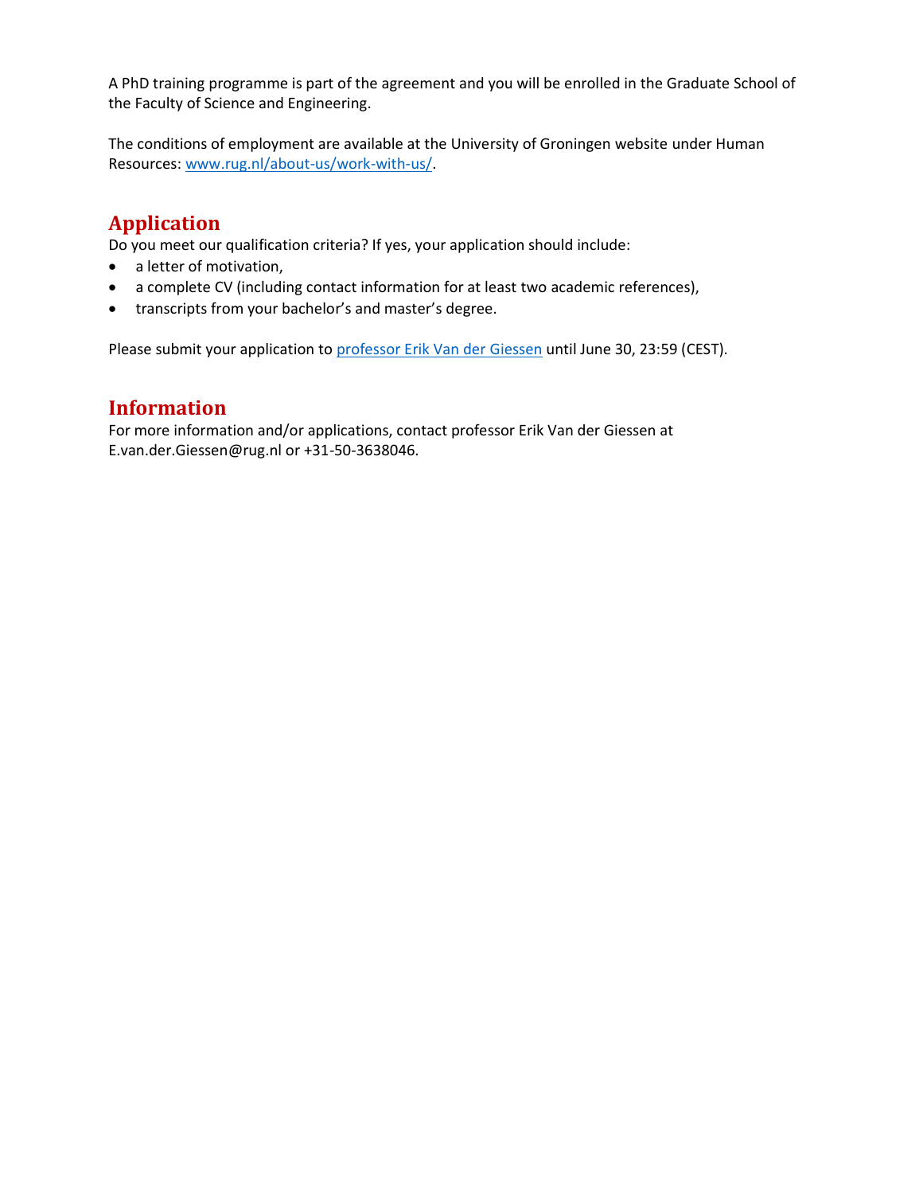A PhD training programme is part of the agreement and you will be enrolled in the Graduate School of the Faculty of Science and Engineering.

The conditions of employment are available at the University of Groningen website under Human Resources: [www.rug.nl/about-us/work-with-us/](www.rug.nl/about-us/work-with-us/).

## Application

Do you meet our qualification criteria? If yes, your application should include:

- a letter of motivation,
- a complete CV (including contact information for at least two academic references),
- transcripts from your bachelor's and master's degree.

Please submit your application to professor Erik Van der Giessen until June 30, 23:59 (CEST).

## Information

For more information and/or applications, contact professor Erik Van der Giessen at E.van.der.Giessen@rug.nl or +31-50-3638046.